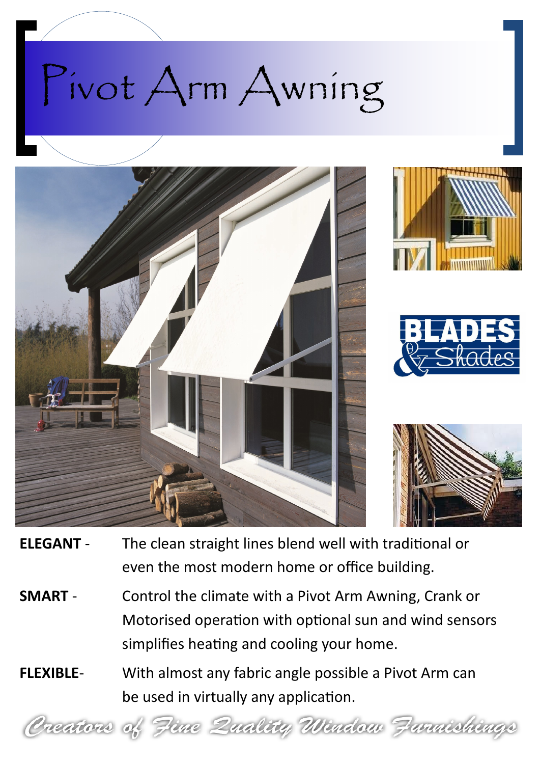# Pivot Arm Awning

BLADES & Shades

**ELEGANT** - The clean straight lines blend well with traditional or even the most modern home or office building.

**SMART** - Control the climate with a Pivot Arm Awning, Crank or Motorised operation with optional sun and wind sensors simplifies heating and cooling your home.

**FLEXIBLE**- With almost any fabric angle possible a Pivot Arm can be used in virtually any application.

*Creators of Fine Quality Window Furnishings*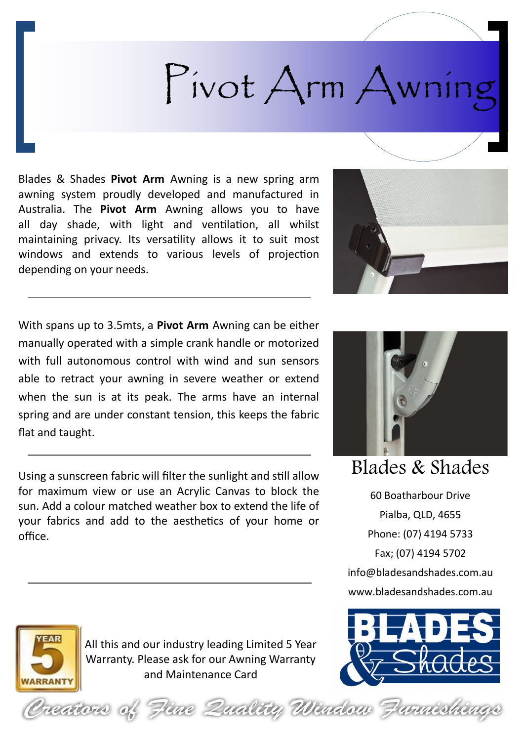# Pivot Arm Awning

Blades & Shades **Pivot Arm** Awning is a new spring arm awning system proudly developed and manufactured in Australia. The **Pivot Arm** Awning allows you to have all day shade, with light and ventilation, all whilst maintaining privacy. Its versatility allows it to suit most windows and extends to various levels of projection depending on your needs.

---

With spans up to 3.5mts, a **Pivot Arm** Awning can be either manually operated with a simple crank handle or motorized with full autonomous control with wind and sun sensors able to retract your awning in severe weather or extend when the sun is at its peak. The arms have an internal spring and are under constant tension, this keeps the fabric flat and taught.

---

Using a sunscreen fabric will filter the sunlight and still allow for maximum view or use an Acrylic Canvas to block the sun. Add a colour matched weather box to extend the life of your fabrics and add to the aesthetics of your home or office.

---

YEAR 5 WARRANTY

All this and our industry leading Limited 5 Year Warranty. Please ask for our Awning Warranty and Maintenance Card

## Blades & Shades

60 Boatharbour Drive
Pialba, QLD, 4655
Phone: (07) 4194 5733
Fax; (07) 4194 5702
info@bladesandshades.com.au
www.bladesandshades.com.au

BLADES & Shades

*Creators of Fine Quality Window Furnishings*